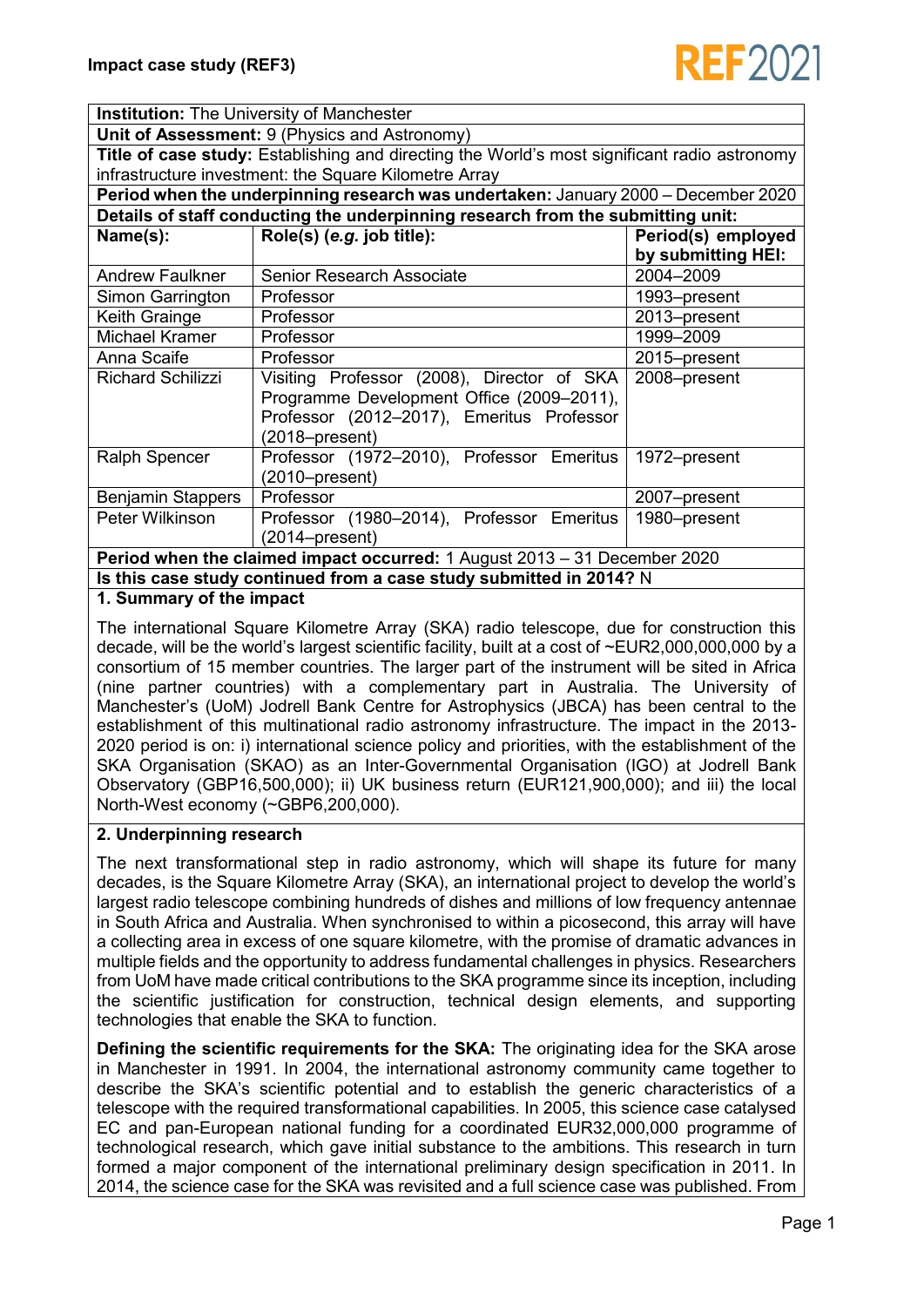**Impact case study (REF3)**

| | | |
|---|---|---|
| **Institution:** The University of Manchester | | |
| **Unit of Assessment:** 9 (Physics and Astronomy) | | |
| **Title of case study:** Establishing and directing the World's most significant radio astronomy infrastructure investment: the Square Kilometre Array | | |
| **Period when the underpinning research was undertaken:** January 2000 – December 2020 | | |
| **Details of staff conducting the underpinning research from the submitting unit:** | | |
| **Name(s):** | **Role(s) (*e.g.* job title):** | **Period(s) employed by submitting HEI:** |
| Andrew Faulkner | Senior Research Associate | 2004–2009 |
| Simon Garrington | Professor | 1993–present |
| Keith Grainge | Professor | 2013–present |
| Michael Kramer | Professor | 1999–2009 |
| Anna Scaife | Professor | 2015–present |
| Richard Schilizzi | Visiting Professor (2008), Director of SKA Programme Development Office (2009–2011), Professor (2012–2017), Emeritus Professor (2018–present) | 2008–present |
| Ralph Spencer | Professor (1972–2010), Professor Emeritus (2010–present) | 1972–present |
| Benjamin Stappers | Professor | 2007–present |
| Peter Wilkinson | Professor (1980–2014), Professor Emeritus (2014–present) | 1980–present |
| **Period when the claimed impact occurred:** 1 August 2013 – 31 December 2020 | | |
| **Is this case study continued from a case study submitted in 2014?** N | | |

## 1. Summary of the impact

The international Square Kilometre Array (SKA) radio telescope, due for construction this decade, will be the world's largest scientific facility, built at a cost of ~EUR2,000,000,000 by a consortium of 15 member countries. The larger part of the instrument will be sited in Africa (nine partner countries) with a complementary part in Australia. The University of Manchester's (UoM) Jodrell Bank Centre for Astrophysics (JBCA) has been central to the establishment of this multinational radio astronomy infrastructure. The impact in the 2013-2020 period is on: i) international science policy and priorities, with the establishment of the SKA Organisation (SKAO) as an Inter-Governmental Organisation (IGO) at Jodrell Bank Observatory (GBP16,500,000); ii) UK business return (EUR121,900,000); and iii) the local North-West economy (~GBP6,200,000).

## 2. Underpinning research

The next transformational step in radio astronomy, which will shape its future for many decades, is the Square Kilometre Array (SKA), an international project to develop the world's largest radio telescope combining hundreds of dishes and millions of low frequency antennae in South Africa and Australia. When synchronised to within a picosecond, this array will have a collecting area in excess of one square kilometre, with the promise of dramatic advances in multiple fields and the opportunity to address fundamental challenges in physics. Researchers from UoM have made critical contributions to the SKA programme since its inception, including the scientific justification for construction, technical design elements, and supporting technologies that enable the SKA to function.

**Defining the scientific requirements for the SKA:** The originating idea for the SKA arose in Manchester in 1991. In 2004, the international astronomy community came together to describe the SKA's scientific potential and to establish the generic characteristics of a telescope with the required transformational capabilities. In 2005, this science case catalysed EC and pan-European national funding for a coordinated EUR32,000,000 programme of technological research, which gave initial substance to the ambitions. This research in turn formed a major component of the international preliminary design specification in 2011. In 2014, the science case for the SKA was revisited and a full science case was published. From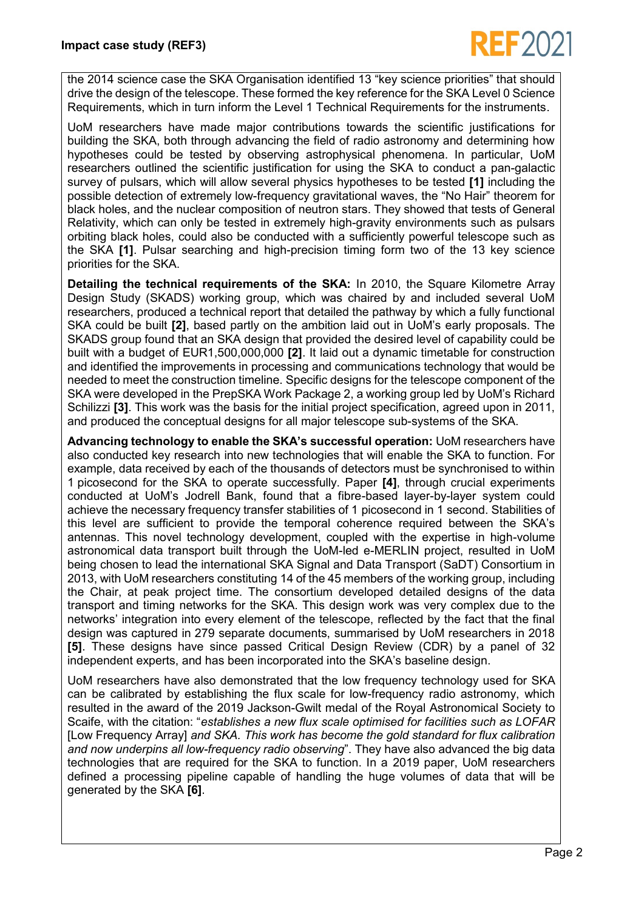the 2014 science case the SKA Organisation identified 13 "key science priorities" that should drive the design of the telescope. These formed the key reference for the SKA Level 0 Science Requirements, which in turn inform the Level 1 Technical Requirements for the instruments.

UoM researchers have made major contributions towards the scientific justifications for building the SKA, both through advancing the field of radio astronomy and determining how hypotheses could be tested by observing astrophysical phenomena. In particular, UoM researchers outlined the scientific justification for using the SKA to conduct a pan-galactic survey of pulsars, which will allow several physics hypotheses to be tested **[1]** including the possible detection of extremely low-frequency gravitational waves, the "No Hair" theorem for black holes, and the nuclear composition of neutron stars. They showed that tests of General Relativity, which can only be tested in extremely high-gravity environments such as pulsars orbiting black holes, could also be conducted with a sufficiently powerful telescope such as the SKA **[1]**. Pulsar searching and high-precision timing form two of the 13 key science priorities for the SKA.

**Detailing the technical requirements of the SKA:** In 2010, the Square Kilometre Array Design Study (SKADS) working group, which was chaired by and included several UoM researchers, produced a technical report that detailed the pathway by which a fully functional SKA could be built **[2]**, based partly on the ambition laid out in UoM's early proposals. The SKADS group found that an SKA design that provided the desired level of capability could be built with a budget of EUR1,500,000,000 **[2]**. It laid out a dynamic timetable for construction and identified the improvements in processing and communications technology that would be needed to meet the construction timeline. Specific designs for the telescope component of the SKA were developed in the PrepSKA Work Package 2, a working group led by UoM's Richard Schilizzi **[3]**. This work was the basis for the initial project specification, agreed upon in 2011, and produced the conceptual designs for all major telescope sub-systems of the SKA.

**Advancing technology to enable the SKA's successful operation:** UoM researchers have also conducted key research into new technologies that will enable the SKA to function. For example, data received by each of the thousands of detectors must be synchronised to within 1 picosecond for the SKA to operate successfully. Paper **[4]**, through crucial experiments conducted at UoM's Jodrell Bank, found that a fibre-based layer-by-layer system could achieve the necessary frequency transfer stabilities of 1 picosecond in 1 second. Stabilities of this level are sufficient to provide the temporal coherence required between the SKA's antennas. This novel technology development, coupled with the expertise in high-volume astronomical data transport built through the UoM-led e-MERLIN project, resulted in UoM being chosen to lead the international SKA Signal and Data Transport (SaDT) Consortium in 2013, with UoM researchers constituting 14 of the 45 members of the working group, including the Chair, at peak project time. The consortium developed detailed designs of the data transport and timing networks for the SKA. This design work was very complex due to the networks' integration into every element of the telescope, reflected by the fact that the final design was captured in 279 separate documents, summarised by UoM researchers in 2018 **[5]**. These designs have since passed Critical Design Review (CDR) by a panel of 32 independent experts, and has been incorporated into the SKA's baseline design.

UoM researchers have also demonstrated that the low frequency technology used for SKA can be calibrated by establishing the flux scale for low-frequency radio astronomy, which resulted in the award of the 2019 Jackson-Gwilt medal of the Royal Astronomical Society to Scaife, with the citation: "*establishes a new flux scale optimised for facilities such as LOFAR* [Low Frequency Array] *and SKA. This work has become the gold standard for flux calibration and now underpins all low-frequency radio observing*". They have also advanced the big data technologies that are required for the SKA to function. In a 2019 paper, UoM researchers defined a processing pipeline capable of handling the huge volumes of data that will be generated by the SKA **[6]**.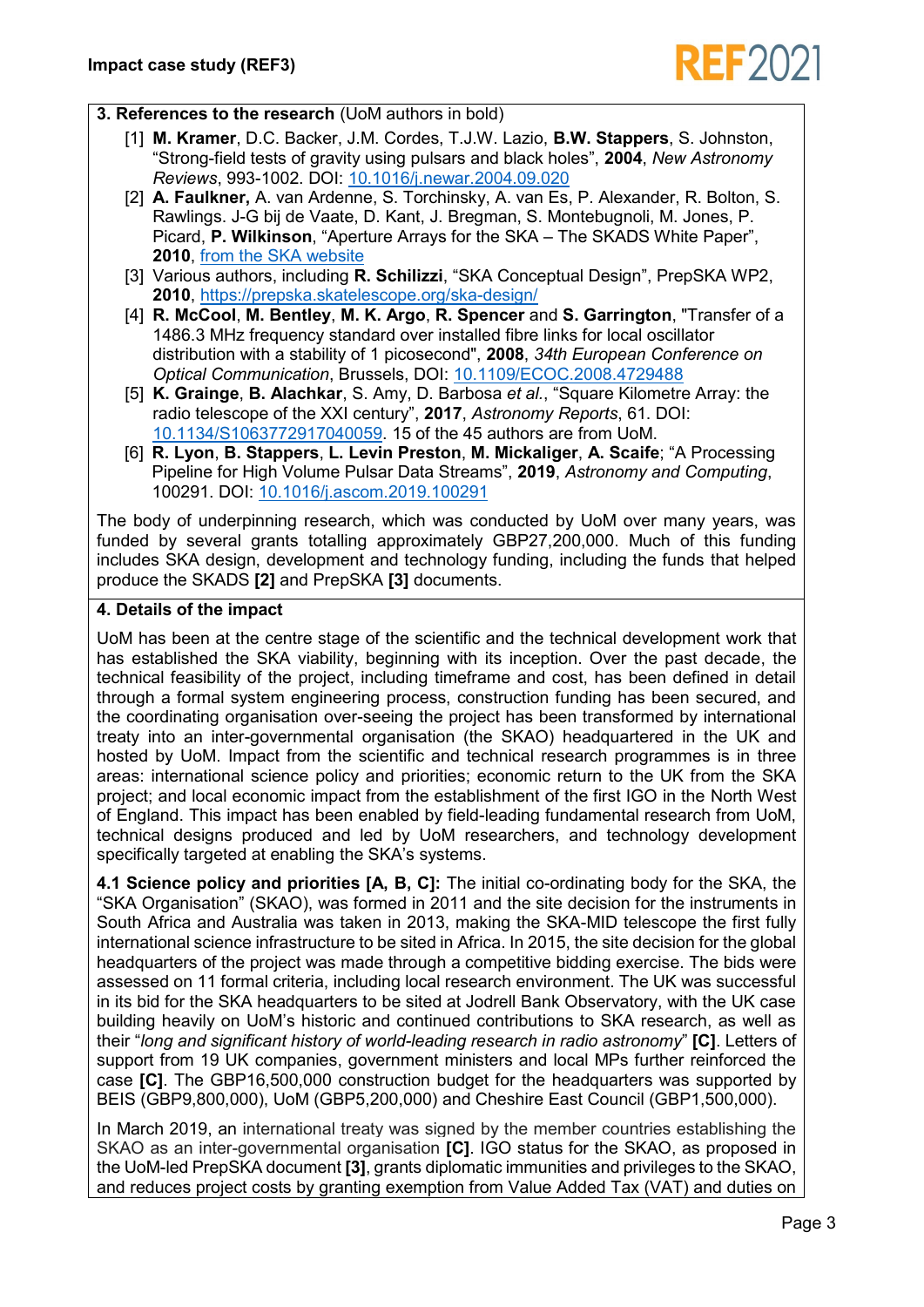### 3. References to the research (UoM authors in bold)

[1] **M. Kramer**, D.C. Backer, J.M. Cordes, T.J.W. Lazio, **B.W. Stappers**, S. Johnston, “Strong-field tests of gravity using pulsars and black holes”, **2004**, *New Astronomy Reviews*, 993-1002. DOI: 10.1016/j.newar.2004.09.020

[2] **A. Faulkner,** A. van Ardenne, S. Torchinsky, A. van Es, P. Alexander, R. Bolton, S. Rawlings. J-G bij de Vaate, D. Kant, J. Bregman, S. Montebugnoli, M. Jones, P. Picard, **P. Wilkinson**, “Aperture Arrays for the SKA – The SKADS White Paper”, **2010**, from the SKA website

[3] Various authors, including **R. Schilizzi**, “SKA Conceptual Design”, PrepSKA WP2, **2010**, https://prepska.skatelescope.org/ska-design/

[4] **R. McCool**, **M. Bentley**, **M. K. Argo**, **R. Spencer** and **S. Garrington**, "Transfer of a 1486.3 MHz frequency standard over installed fibre links for local oscillator distribution with a stability of 1 picosecond", **2008**, *34th European Conference on Optical Communication*, Brussels, DOI: 10.1109/ECOC.2008.4729488

[5] **K. Grainge**, **B. Alachkar**, S. Amy, D. Barbosa *et al.*, “Square Kilometre Array: the radio telescope of the XXI century”, **2017**, *Astronomy Reports*, 61. DOI: 10.1134/S1063772917040059. 15 of the 45 authors are from UoM.

[6] **R. Lyon**, **B. Stappers**, **L. Levin Preston**, **M. Mickaliger**, **A. Scaife**; “A Processing Pipeline for High Volume Pulsar Data Streams”, **2019**, *Astronomy and Computing*, 100291. DOI: 10.1016/j.ascom.2019.100291

The body of underpinning research, which was conducted by UoM over many years, was funded by several grants totalling approximately GBP27,200,000. Much of this funding includes SKA design, development and technology funding, including the funds that helped produce the SKADS **[2]** and PrepSKA **[3]** documents.

### 4. Details of the impact

UoM has been at the centre stage of the scientific and the technical development work that has established the SKA viability, beginning with its inception. Over the past decade, the technical feasibility of the project, including timeframe and cost, has been defined in detail through a formal system engineering process, construction funding has been secured, and the coordinating organisation over-seeing the project has been transformed by international treaty into an inter-governmental organisation (the SKAO) headquartered in the UK and hosted by UoM. Impact from the scientific and technical research programmes is in three areas: international science policy and priorities; economic return to the UK from the SKA project; and local economic impact from the establishment of the first IGO in the North West of England. This impact has been enabled by field-leading fundamental research from UoM, technical designs produced and led by UoM researchers, and technology development specifically targeted at enabling the SKA’s systems.

**4.1 Science policy and priorities [A, B, C]:** The initial co-ordinating body for the SKA, the “SKA Organisation” (SKAO), was formed in 2011 and the site decision for the instruments in South Africa and Australia was taken in 2013, making the SKA-MID telescope the first fully international science infrastructure to be sited in Africa. In 2015, the site decision for the global headquarters of the project was made through a competitive bidding exercise. The bids were assessed on 11 formal criteria, including local research environment. The UK was successful in its bid for the SKA headquarters to be sited at Jodrell Bank Observatory, with the UK case building heavily on UoM’s historic and continued contributions to SKA research, as well as their “*long and significant history of world-leading research in radio astronomy*” **[C]**. Letters of support from 19 UK companies, government ministers and local MPs further reinforced the case **[C]**. The GBP16,500,000 construction budget for the headquarters was supported by BEIS (GBP9,800,000), UoM (GBP5,200,000) and Cheshire East Council (GBP1,500,000).

In March 2019, an international treaty was signed by the member countries establishing the SKAO as an inter-governmental organisation **[C]**. IGO status for the SKAO, as proposed in the UoM-led PrepSKA document **[3]**, grants diplomatic immunities and privileges to the SKAO, and reduces project costs by granting exemption from Value Added Tax (VAT) and duties on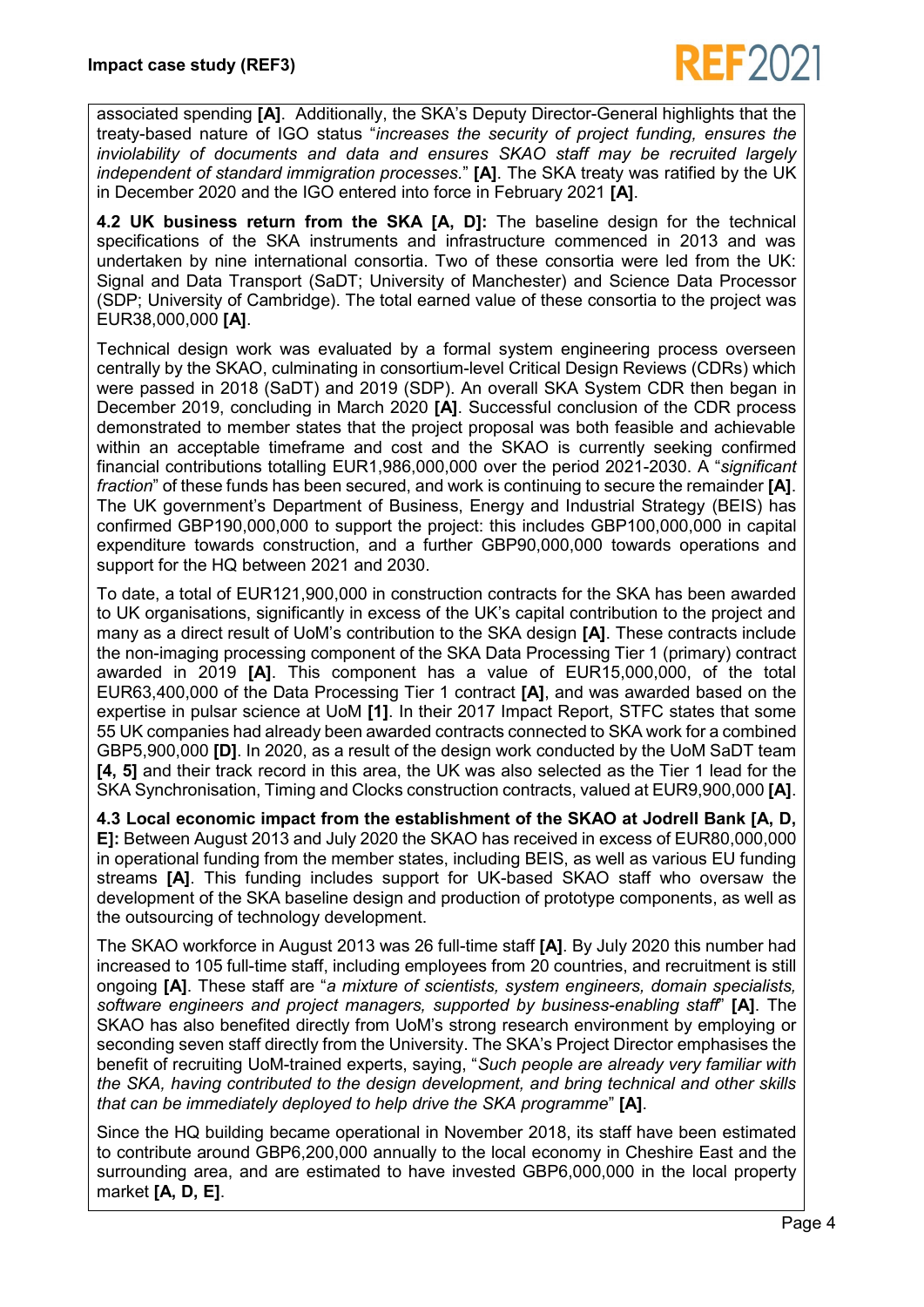associated spending **[A]**. Additionally, the SKA's Deputy Director-General highlights that the treaty-based nature of IGO status "*increases the security of project funding, ensures the inviolability of documents and data and ensures SKAO staff may be recruited largely independent of standard immigration processes.*" **[A]**. The SKA treaty was ratified by the UK in December 2020 and the IGO entered into force in February 2021 **[A]**.

**4.2 UK business return from the SKA [A, D]:** The baseline design for the technical specifications of the SKA instruments and infrastructure commenced in 2013 and was undertaken by nine international consortia. Two of these consortia were led from the UK: Signal and Data Transport (SaDT; University of Manchester) and Science Data Processor (SDP; University of Cambridge). The total earned value of these consortia to the project was EUR38,000,000 **[A]**.

Technical design work was evaluated by a formal system engineering process overseen centrally by the SKAO, culminating in consortium-level Critical Design Reviews (CDRs) which were passed in 2018 (SaDT) and 2019 (SDP). An overall SKA System CDR then began in December 2019, concluding in March 2020 **[A]**. Successful conclusion of the CDR process demonstrated to member states that the project proposal was both feasible and achievable within an acceptable timeframe and cost and the SKAO is currently seeking confirmed financial contributions totalling EUR1,986,000,000 over the period 2021-2030. A "*significant fraction*" of these funds has been secured, and work is continuing to secure the remainder **[A]**. The UK government's Department of Business, Energy and Industrial Strategy (BEIS) has confirmed GBP190,000,000 to support the project: this includes GBP100,000,000 in capital expenditure towards construction, and a further GBP90,000,000 towards operations and support for the HQ between 2021 and 2030.

To date, a total of EUR121,900,000 in construction contracts for the SKA has been awarded to UK organisations, significantly in excess of the UK's capital contribution to the project and many as a direct result of UoM's contribution to the SKA design **[A]**. These contracts include the non-imaging processing component of the SKA Data Processing Tier 1 (primary) contract awarded in 2019 **[A]**. This component has a value of EUR15,000,000, of the total EUR63,400,000 of the Data Processing Tier 1 contract **[A]**, and was awarded based on the expertise in pulsar science at UoM **[1]**. In their 2017 Impact Report, STFC states that some 55 UK companies had already been awarded contracts connected to SKA work for a combined GBP5,900,000 **[D]**. In 2020, as a result of the design work conducted by the UoM SaDT team **[4, 5]** and their track record in this area, the UK was also selected as the Tier 1 lead for the SKA Synchronisation, Timing and Clocks construction contracts, valued at EUR9,900,000 **[A]**.

**4.3 Local economic impact from the establishment of the SKAO at Jodrell Bank [A, D, E]:** Between August 2013 and July 2020 the SKAO has received in excess of EUR80,000,000 in operational funding from the member states, including BEIS, as well as various EU funding streams **[A]**. This funding includes support for UK-based SKAO staff who oversaw the development of the SKA baseline design and production of prototype components, as well as the outsourcing of technology development.

The SKAO workforce in August 2013 was 26 full-time staff **[A]**. By July 2020 this number had increased to 105 full-time staff, including employees from 20 countries, and recruitment is still ongoing **[A]**. These staff are "*a mixture of scientists, system engineers, domain specialists, software engineers and project managers, supported by business-enabling staff*" **[A]**. The SKAO has also benefited directly from UoM's strong research environment by employing or seconding seven staff directly from the University. The SKA's Project Director emphasises the benefit of recruiting UoM-trained experts, saying, "*Such people are already very familiar with the SKA, having contributed to the design development, and bring technical and other skills that can be immediately deployed to help drive the SKA programme*" **[A]**.

Since the HQ building became operational in November 2018, its staff have been estimated to contribute around GBP6,200,000 annually to the local economy in Cheshire East and the surrounding area, and are estimated to have invested GBP6,000,000 in the local property market **[A, D, E]**.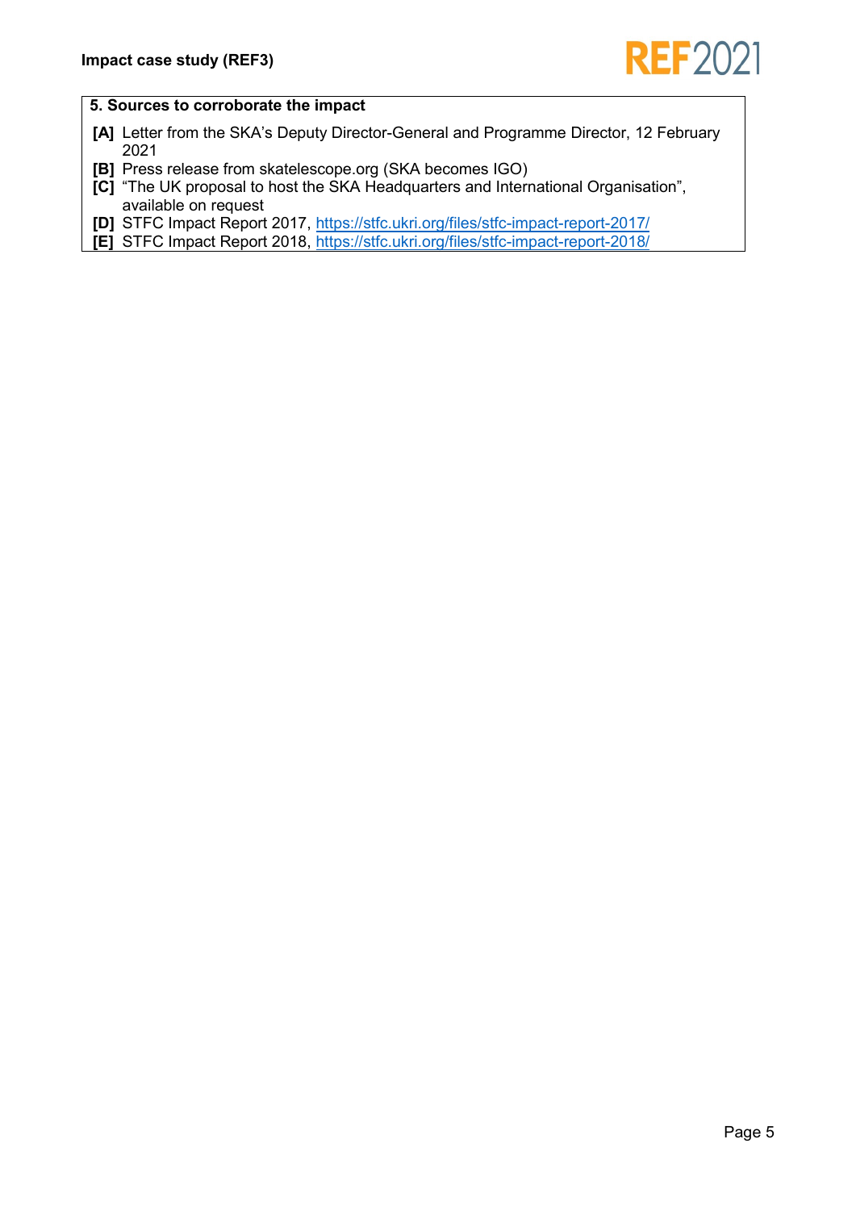## 5. Sources to corroborate the impact

[A] Letter from the SKA's Deputy Director-General and Programme Director, 12 February 2021

[B] Press release from skatelescope.org (SKA becomes IGO)

[C] "The UK proposal to host the SKA Headquarters and International Organisation", available on request

[D] STFC Impact Report 2017, https://stfc.ukri.org/files/stfc-impact-report-2017/

[E] STFC Impact Report 2018, https://stfc.ukri.org/files/stfc-impact-report-2018/